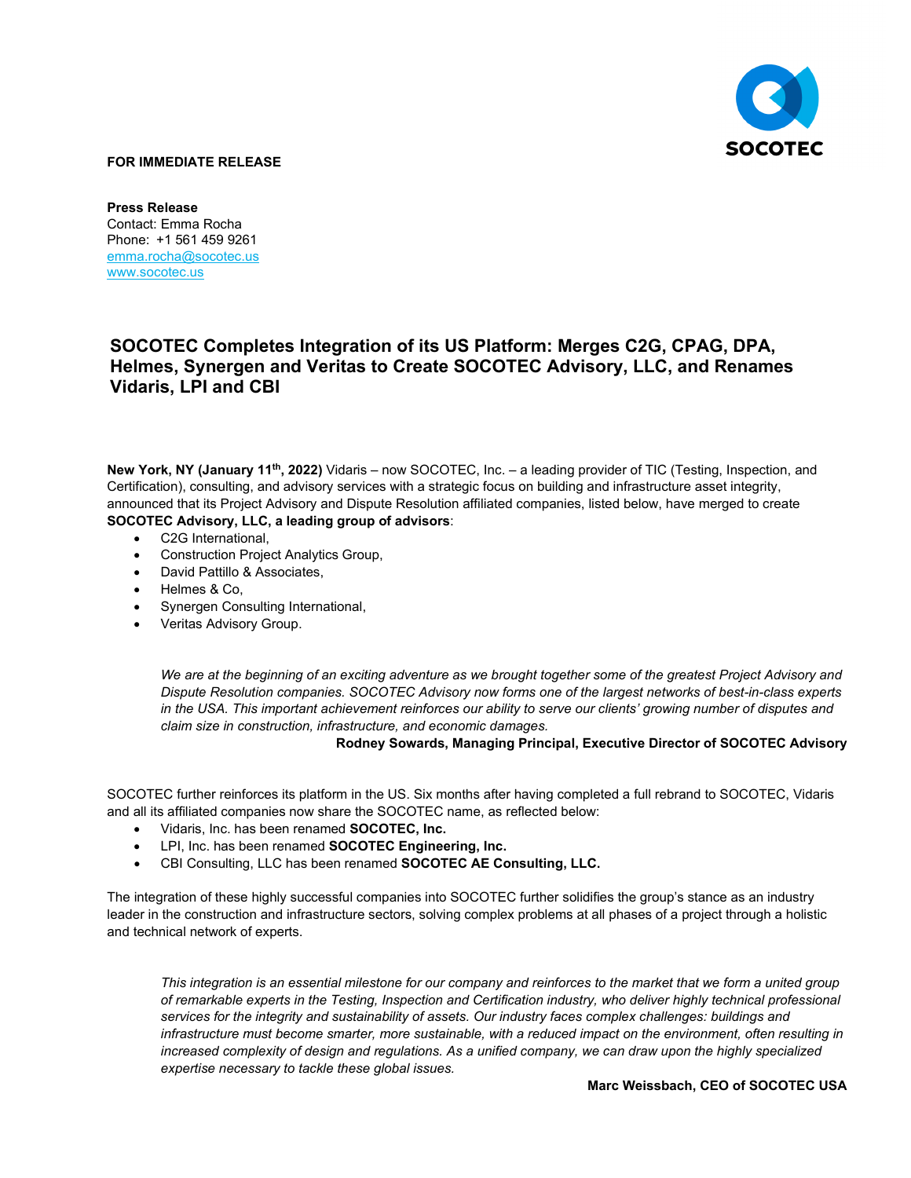**FOR IMMEDIATE RELEASE**

**Press Release**
Contact: Emma Rocha
Phone: +1 561 459 9261
emma.rocha@socotec.us
www.socotec.us

## SOCOTEC Completes Integration of its US Platform: Merges C2G, CPAG, DPA, Helmes, Synergen and Veritas to Create SOCOTEC Advisory, LLC, and Renames Vidaris, LPI and CBI

**New York, NY (January 11th, 2022)** Vidaris – now SOCOTEC, Inc. – a leading provider of TIC (Testing, Inspection, and Certification), consulting, and advisory services with a strategic focus on building and infrastructure asset integrity, announced that its Project Advisory and Dispute Resolution affiliated companies, listed below, have merged to create **SOCOTEC Advisory, LLC, a leading group of advisors**:

- C2G International,
- Construction Project Analytics Group,
- David Pattillo & Associates,
- Helmes & Co,
- Synergen Consulting International,
- Veritas Advisory Group.

> *We are at the beginning of an exciting adventure as we brought together some of the greatest Project Advisory and Dispute Resolution companies. SOCOTEC Advisory now forms one of the largest networks of best-in-class experts in the USA. This important achievement reinforces our ability to serve our clients' growing number of disputes and claim size in construction, infrastructure, and economic damages.*
>
> **Rodney Sowards, Managing Principal, Executive Director of SOCOTEC Advisory**

SOCOTEC further reinforces its platform in the US. Six months after having completed a full rebrand to SOCOTEC, Vidaris and all its affiliated companies now share the SOCOTEC name, as reflected below:

- Vidaris, Inc. has been renamed **SOCOTEC, Inc.**
- LPI, Inc. has been renamed **SOCOTEC Engineering, Inc.**
- CBI Consulting, LLC has been renamed **SOCOTEC AE Consulting, LLC.**

The integration of these highly successful companies into SOCOTEC further solidifies the group's stance as an industry leader in the construction and infrastructure sectors, solving complex problems at all phases of a project through a holistic and technical network of experts.

> *This integration is an essential milestone for our company and reinforces to the market that we form a united group of remarkable experts in the Testing, Inspection and Certification industry, who deliver highly technical professional services for the integrity and sustainability of assets. Our industry faces complex challenges: buildings and infrastructure must become smarter, more sustainable, with a reduced impact on the environment, often resulting in increased complexity of design and regulations. As a unified company, we can draw upon the highly specialized expertise necessary to tackle these global issues.*
>
> **Marc Weissbach, CEO of SOCOTEC USA**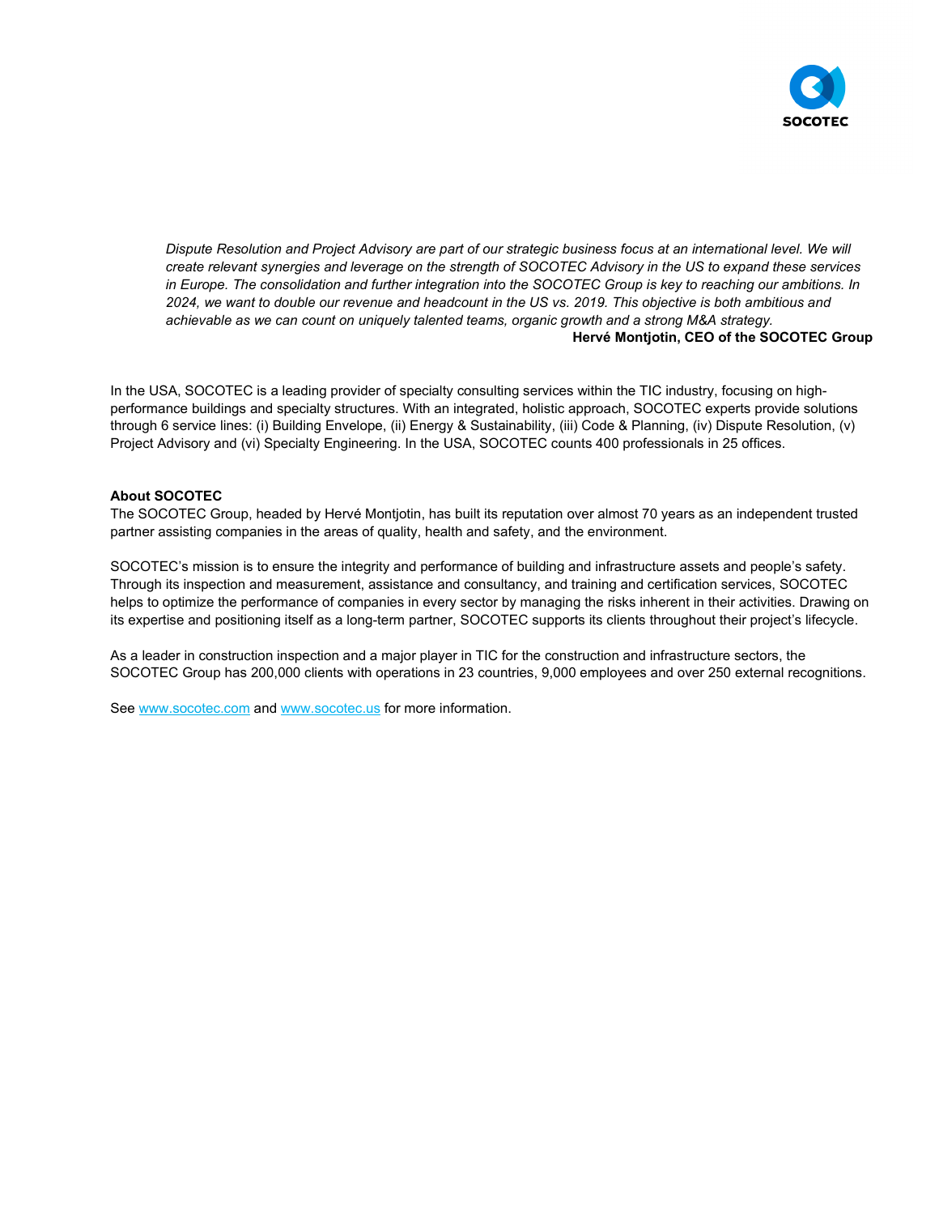*Dispute Resolution and Project Advisory are part of our strategic business focus at an international level. We will create relevant synergies and leverage on the strength of SOCOTEC Advisory in the US to expand these services in Europe. The consolidation and further integration into the SOCOTEC Group is key to reaching our ambitions. In 2024, we want to double our revenue and headcount in the US vs. 2019. This objective is both ambitious and achievable as we can count on uniquely talented teams, organic growth and a strong M&A strategy.*

**Hervé Montjotin, CEO of the SOCOTEC Group**

In the USA, SOCOTEC is a leading provider of specialty consulting services within the TIC industry, focusing on high-performance buildings and specialty structures. With an integrated, holistic approach, SOCOTEC experts provide solutions through 6 service lines: (i) Building Envelope, (ii) Energy & Sustainability, (iii) Code & Planning, (iv) Dispute Resolution, (v) Project Advisory and (vi) Specialty Engineering. In the USA, SOCOTEC counts 400 professionals in 25 offices.

**About SOCOTEC**

The SOCOTEC Group, headed by Hervé Montjotin, has built its reputation over almost 70 years as an independent trusted partner assisting companies in the areas of quality, health and safety, and the environment.

SOCOTEC's mission is to ensure the integrity and performance of building and infrastructure assets and people's safety. Through its inspection and measurement, assistance and consultancy, and training and certification services, SOCOTEC helps to optimize the performance of companies in every sector by managing the risks inherent in their activities. Drawing on its expertise and positioning itself as a long-term partner, SOCOTEC supports its clients throughout their project's lifecycle.

As a leader in construction inspection and a major player in TIC for the construction and infrastructure sectors, the SOCOTEC Group has 200,000 clients with operations in 23 countries, 9,000 employees and over 250 external recognitions.

See www.socotec.com and www.socotec.us for more information.